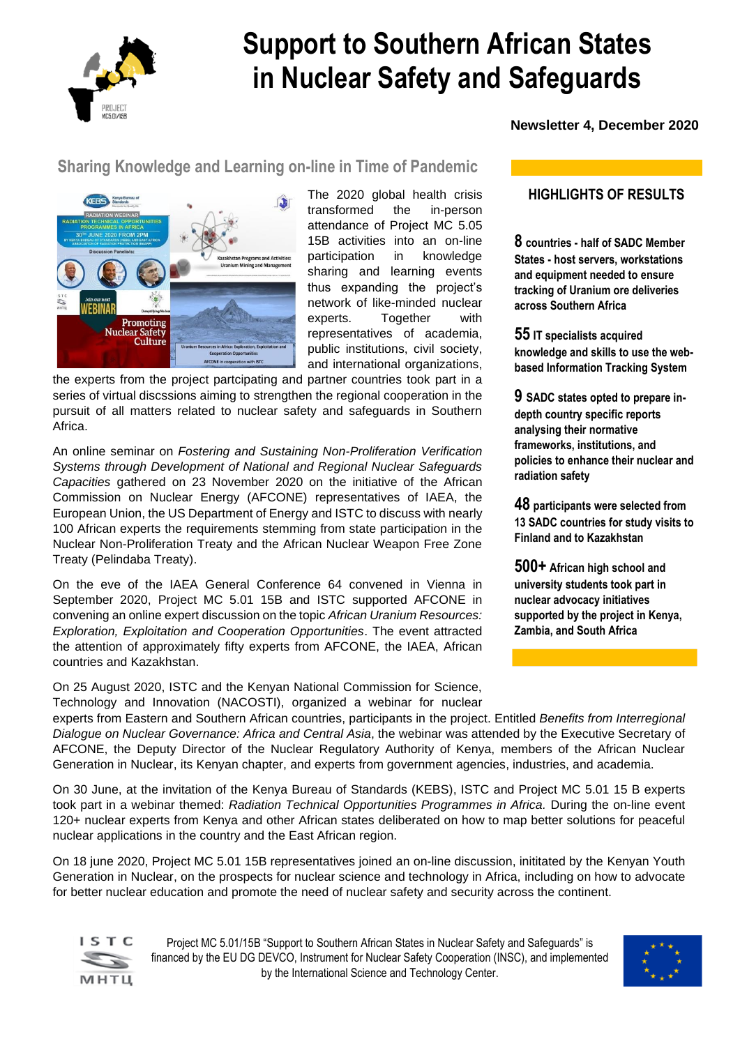# Support to Southern African States in Nuclear Safety and Safeguards

**Newsletter 4, December 2020**

## Sharing Knowledge and Learning on-line in Time of Pandemic

The 2020 global health crisis transformed the in-person attendance of Project MC 5.05 15B activities into an on-line participation in knowledge sharing and learning events thus expanding the project's network of like-minded nuclear experts. Together with representatives of academia, public institutions, civil society, and international organizations, the experts from the project partcipating and partner countries took part in a series of virtual discssions aiming to strengthen the regional cooperation in the pursuit of all matters related to nuclear safety and safeguards in Southern Africa.

An online seminar on *Fostering and Sustaining Non-Proliferation Verification Systems through Development of National and Regional Nuclear Safeguards Capacities* gathered on 23 November 2020 on the initiative of the African Commission on Nuclear Energy (AFCONE) representatives of IAEA, the European Union, the US Department of Energy and ISTC to discuss with nearly 100 African experts the requirements stemming from state participation in the Nuclear Non-Proliferation Treaty and the African Nuclear Weapon Free Zone Treaty (Pelindaba Treaty).

On the eve of the IAEA General Conference 64 convened in Vienna in September 2020, Project MC 5.01 15B and ISTC supported AFCONE in convening an online expert discussion on the topic *African Uranium Resources: Exploration, Exploitation and Cooperation Opportunities*. The event attracted the attention of approximately fifty experts from AFCONE, the IAEA, African countries and Kazakhstan.

On 25 August 2020, ISTC and the Kenyan National Commission for Science, Technology and Innovation (NACOSTI), organized a webinar for nuclear experts from Eastern and Southern African countries, participants in the project. Entitled *Benefits from Interregional Dialogue on Nuclear Governance: Africa and Central Asia*, the webinar was attended by the Executive Secretary of AFCONE, the Deputy Director of the Nuclear Regulatory Authority of Kenya, members of the African Nuclear Generation in Nuclear, its Kenyan chapter, and experts from government agencies, industries, and academia.

On 30 June, at the invitation of the Kenya Bureau of Standards (KEBS), ISTC and Project MC 5.01 15 B experts took part in a webinar themed: *Radiation Technical Opportunities Programmes in Africa.* During the on-line event 120+ nuclear experts from Kenya and other African states deliberated on how to map better solutions for peaceful nuclear applications in the country and the East African region.

On 18 june 2020, Project MC 5.01 15B representatives joined an on-line discussion, inititated by the Kenyan Youth Generation in Nuclear, on the prospects for nuclear science and technology in Africa, including on how to advocate for better nuclear education and promote the need of nuclear safety and security across the continent.

### HIGHLIGHTS OF RESULTS

**8 countries - half of SADC Member States - host servers, workstations and equipment needed to ensure tracking of Uranium ore deliveries across Southern Africa**

**55 IT specialists acquired knowledge and skills to use the web-based Information Tracking System**

**9 SADC states opted to prepare in-depth country specific reports analysing their normative frameworks, institutions, and policies to enhance their nuclear and radiation safety**

**48 participants were selected from 13 SADC countries for study visits to Finland and to Kazakhstan**

**500+ African high school and university students took part in nuclear advocacy initiatives supported by the project in Kenya, Zambia, and South Africa**

Project MC 5.01/15B "Support to Southern African States in Nuclear Safety and Safeguards" is financed by the EU DG DEVCO, Instrument for Nuclear Safety Cooperation (INSC), and implemented by the International Science and Technology Center.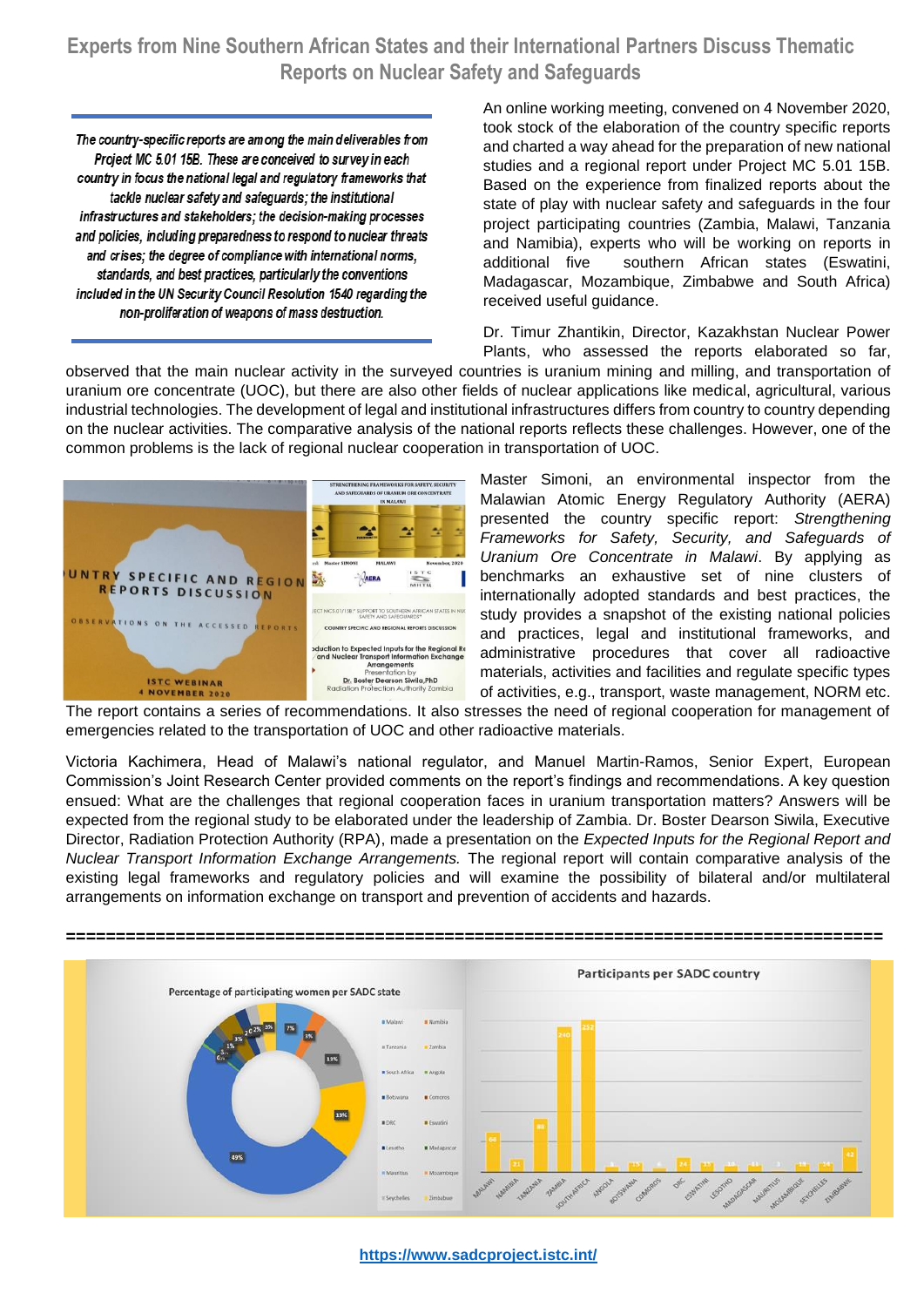## Experts from Nine Southern African States and their International Partners Discuss Thematic Reports on Nuclear Safety and Safeguards

*The country-specific reports are among the main deliverables from Project MC 5.01 15B. These are conceived to survey in each country in focus the national legal and regulatory frameworks that tackle nuclear safety and safeguards; the institutional infrastructures and stakeholders; the decision-making processes and policies, including preparedness to respond to nuclear threats and crises; the degree of compliance with international norms, standards, and best practices, particularly the conventions included in the UN Security Council Resolution 1540 regarding the non-proliferation of weapons of mass destruction.*

An online working meeting, convened on 4 November 2020, took stock of the elaboration of the country specific reports and charted a way ahead for the preparation of new national studies and a regional report under Project MC 5.01 15B. Based on the experience from finalized reports about the state of play with nuclear safety and safeguards in the four project participating countries (Zambia, Malawi, Tanzania and Namibia), experts who will be working on reports in additional five southern African states (Eswatini, Madagascar, Mozambique, Zimbabwe and South Africa) received useful guidance.

Dr. Timur Zhantikin, Director, Kazakhstan Nuclear Power Plants, who assessed the reports elaborated so far, observed that the main nuclear activity in the surveyed countries is uranium mining and milling, and transportation of uranium ore concentrate (UOC), but there are also other fields of nuclear applications like medical, agricultural, various industrial technologies. The development of legal and institutional infrastructures differs from country to country depending on the nuclear activities. The comparative analysis of the national reports reflects these challenges. However, one of the common problems is the lack of regional nuclear cooperation in transportation of UOC.

Master Simoni, an environmental inspector from the Malawian Atomic Energy Regulatory Authority (AERA) presented the country specific report: *Strengthening Frameworks for Safety, Security, and Safeguards of Uranium Ore Concentrate in Malawi*. By applying as benchmarks an exhaustive set of nine clusters of internationally adopted standards and best practices, the study provides a snapshot of the existing national policies and practices, legal and institutional frameworks, and administrative procedures that cover all radioactive materials, activities and facilities and regulate specific types of activities, e.g., transport, waste management, NORM etc. The report contains a series of recommendations. It also stresses the need of regional cooperation for management of emergencies related to the transportation of UOC and other radioactive materials.

Victoria Kachimera, Head of Malawi's national regulator, and Manuel Martin-Ramos, Senior Expert, European Commission's Joint Research Center provided comments on the report's findings and recommendations. A key question ensued: What are the challenges that regional cooperation faces in uranium transportation matters? Answers will be expected from the regional study to be elaborated under the leadership of Zambia. Dr. Boster Dearson Siwila, Executive Director, Radiation Protection Authority (RPA), made a presentation on the *Expected Inputs for the Regional Report and Nuclear Transport Information Exchange Arrangements.* The regional report will contain comparative analysis of the existing legal frameworks and regulatory policies and will examine the possibility of bilateral and/or multilateral arrangements on information exchange on transport and prevention of accidents and hazards.

=====================================================================================

https://www.sadcproject.istc.int/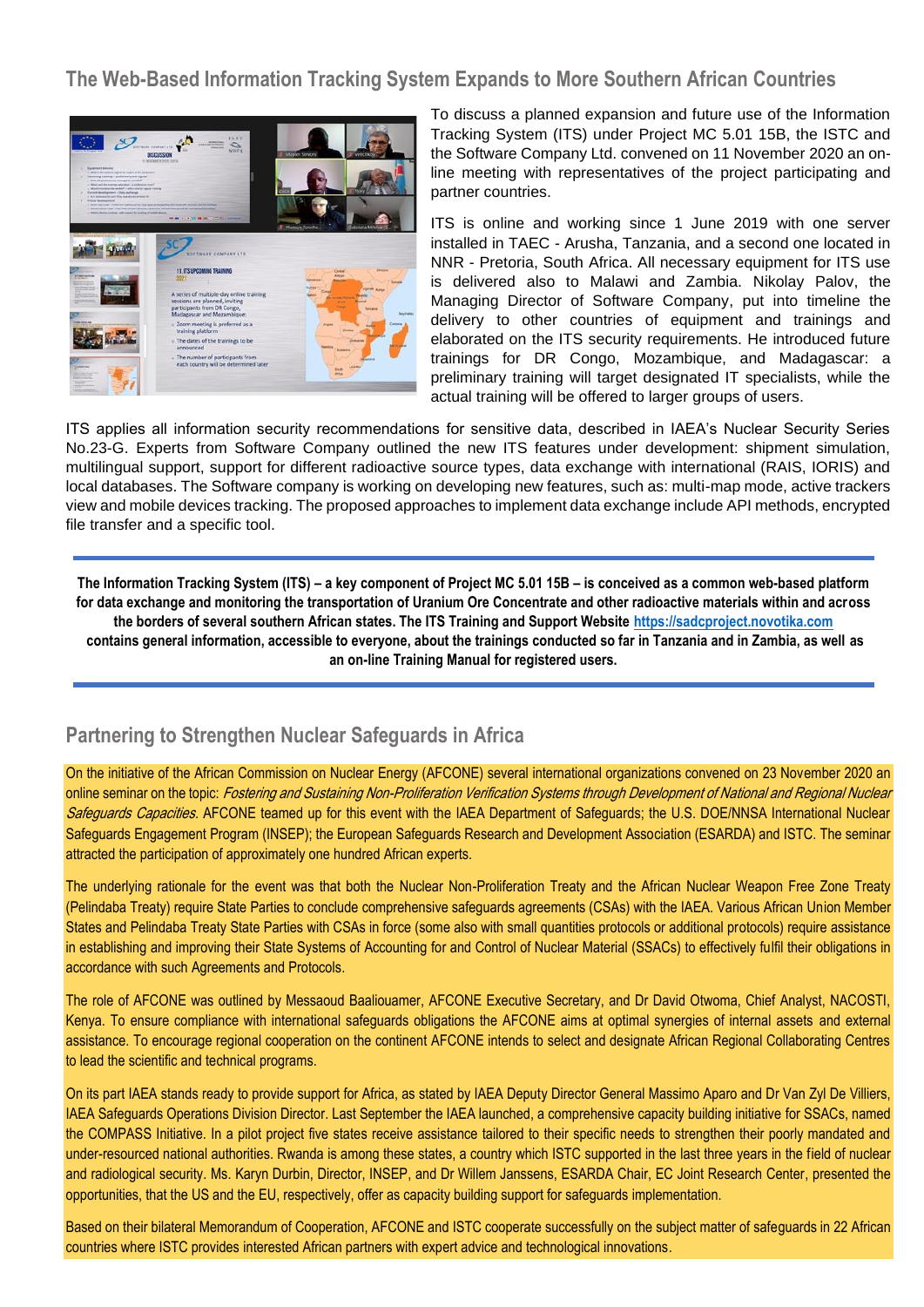## The Web-Based Information Tracking System Expands to More Southern African Countries

To discuss a planned expansion and future use of the Information Tracking System (ITS) under Project MC 5.01 15B, the ISTC and the Software Company Ltd. convened on 11 November 2020 an on-line meeting with representatives of the project participating and partner countries.

ITS is online and working since 1 June 2019 with one server installed in TAEC - Arusha, Tanzania, and a second one located in NNR - Pretoria, South Africa. All necessary equipment for ITS use is delivered also to Malawi and Zambia. Nikolay Palov, the Managing Director of Software Company, put into timeline the delivery to other countries of equipment and trainings and elaborated on the ITS security requirements. He introduced future trainings for DR Congo, Mozambique, and Madagascar: a preliminary training will target designated IT specialists, while the actual training will be offered to larger groups of users.

ITS applies all information security recommendations for sensitive data, described in IAEA's Nuclear Security Series No.23-G. Experts from Software Company outlined the new ITS features under development: shipment simulation, multilingual support, support for different radioactive source types, data exchange with international (RAIS, IORIS) and local databases. The Software company is working on developing new features, such as: multi-map mode, active trackers view and mobile devices tracking. The proposed approaches to implement data exchange include API methods, encrypted file transfer and a specific tool.

**The Information Tracking System (ITS) – a key component of Project MC 5.01 15B – is conceived as a common web-based platform for data exchange and monitoring the transportation of Uranium Ore Concentrate and other radioactive materials within and across the borders of several southern African states. The ITS Training and Support Website https://sadcproject.novotika.com contains general information, accessible to everyone, about the trainings conducted so far in Tanzania and in Zambia, as well as an on-line Training Manual for registered users.**

## Partnering to Strengthen Nuclear Safeguards in Africa

On the initiative of the African Commission on Nuclear Energy (AFCONE) several international organizations convened on 23 November 2020 an online seminar on the topic: *Fostering and Sustaining Non-Proliferation Verification Systems through Development of National and Regional Nuclear Safeguards Capacities*. AFCONE teamed up for this event with the IAEA Department of Safeguards; the U.S. DOE/NNSA International Nuclear Safeguards Engagement Program (INSEP); the European Safeguards Research and Development Association (ESARDA) and ISTC. The seminar attracted the participation of approximately one hundred African experts.

The underlying rationale for the event was that both the Nuclear Non-Proliferation Treaty and the African Nuclear Weapon Free Zone Treaty (Pelindaba Treaty) require State Parties to conclude comprehensive safeguards agreements (CSAs) with the IAEA. Various African Union Member States and Pelindaba Treaty State Parties with CSAs in force (some also with small quantities protocols or additional protocols) require assistance in establishing and improving their State Systems of Accounting for and Control of Nuclear Material (SSACs) to effectively fulfil their obligations in accordance with such Agreements and Protocols.

The role of AFCONE was outlined by Messaoud Baaliouamer, AFCONE Executive Secretary, and Dr David Otwoma, Chief Analyst, NACOSTI, Kenya. To ensure compliance with international safeguards obligations the AFCONE aims at optimal synergies of internal assets and external assistance. To encourage regional cooperation on the continent AFCONE intends to select and designate African Regional Collaborating Centres to lead the scientific and technical programs.

On its part IAEA stands ready to provide support for Africa, as stated by IAEA Deputy Director General Massimo Aparo and Dr Van Zyl De Villiers, IAEA Safeguards Operations Division Director. Last September the IAEA launched, a comprehensive capacity building initiative for SSACs, named the COMPASS Initiative. In a pilot project five states receive assistance tailored to their specific needs to strengthen their poorly mandated and under-resourced national authorities. Rwanda is among these states, a country which ISTC supported in the last three years in the field of nuclear and radiological security. Ms. Karyn Durbin, Director, INSEP, and Dr Willem Janssens, ESARDA Chair, EC Joint Research Center, presented the opportunities, that the US and the EU, respectively, offer as capacity building support for safeguards implementation.

Based on their bilateral Memorandum of Cooperation, AFCONE and ISTC cooperate successfully on the subject matter of safeguards in 22 African countries where ISTC provides interested African partners with expert advice and technological innovations.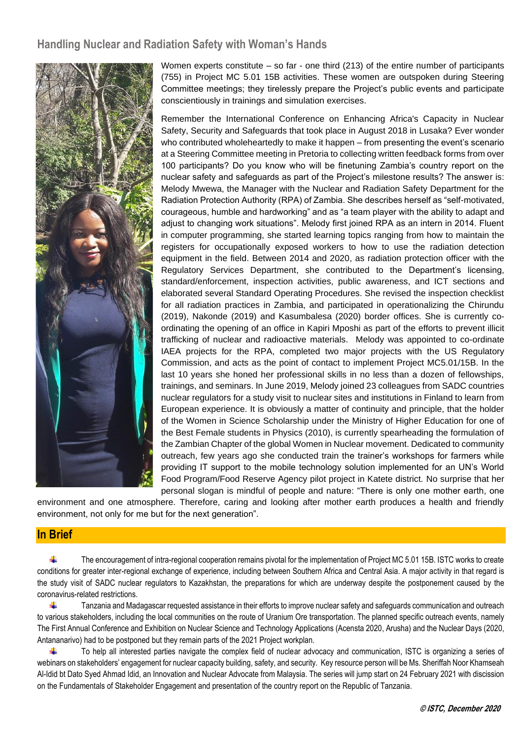## Handling Nuclear and Radiation Safety with Woman's Hands

Women experts constitute – so far - one third (213) of the entire number of participants (755) in Project MC 5.01 15B activities. These women are outspoken during Steering Committee meetings; they tirelessly prepare the Project's public events and participate conscientiously in trainings and simulation exercises.

Remember the International Conference on Enhancing Africa's Capacity in Nuclear Safety, Security and Safeguards that took place in August 2018 in Lusaka? Ever wonder who contributed wholeheartedly to make it happen – from presenting the event's scenario at a Steering Committee meeting in Pretoria to collecting written feedback forms from over 100 participants? Do you know who will be finetuning Zambia's country report on the nuclear safety and safeguards as part of the Project's milestone results? The answer is: Melody Mwewa, the Manager with the Nuclear and Radiation Safety Department for the Radiation Protection Authority (RPA) of Zambia. She describes herself as "self-motivated, courageous, humble and hardworking" and as "a team player with the ability to adapt and adjust to changing work situations". Melody first joined RPA as an intern in 2014. Fluent in computer programming, she started learning topics ranging from how to maintain the registers for occupationally exposed workers to how to use the radiation detection equipment in the field. Between 2014 and 2020, as radiation protection officer with the Regulatory Services Department, she contributed to the Department's licensing, standard/enforcement, inspection activities, public awareness, and ICT sections and elaborated several Standard Operating Procedures. She revised the inspection checklist for all radiation practices in Zambia, and participated in operationalizing the Chirundu (2019), Nakonde (2019) and Kasumbalesa (2020) border offices. She is currently co-ordinating the opening of an office in Kapiri Mposhi as part of the efforts to prevent illicit trafficking of nuclear and radioactive materials. Melody was appointed to co-ordinate IAEA projects for the RPA, completed two major projects with the US Regulatory Commission, and acts as the point of contact to implement Project MC5.01/15B. In the last 10 years she honed her professional skills in no less than a dozen of fellowships, trainings, and seminars. In June 2019, Melody joined 23 colleagues from SADC countries nuclear regulators for a study visit to nuclear sites and institutions in Finland to learn from European experience. It is obviously a matter of continuity and principle, that the holder of the Women in Science Scholarship under the Ministry of Higher Education for one of the Best Female students in Physics (2010), is currently spearheading the formulation of the Zambian Chapter of the global Women in Nuclear movement. Dedicated to community outreach, few years ago she conducted train the trainer's workshops for farmers while providing IT support to the mobile technology solution implemented for an UN's World Food Program/Food Reserve Agency pilot project in Katete district. No surprise that her personal slogan is mindful of people and nature: "There is only one mother earth, one environment and one atmosphere. Therefore, caring and looking after mother earth produces a health and friendly environment, not only for me but for the next generation".

## In Brief

- The encouragement of intra-regional cooperation remains pivotal for the implementation of Project MC 5.01 15B. ISTC works to create conditions for greater inter-regional exchange of experience, including between Southern Africa and Central Asia. A major activity in that regard is the study visit of SADC nuclear regulators to Kazakhstan, the preparations for which are underway despite the postponement caused by the coronavirus-related restrictions.
- Tanzania and Madagascar requested assistance in their efforts to improve nuclear safety and safeguards communication and outreach to various stakeholders, including the local communities on the route of Uranium Ore transportation. The planned specific outreach events, namely The First Annual Conference and Exhibition on Nuclear Science and Technology Applications (Acensta 2020, Arusha) and the Nuclear Days (2020, Antananarivo) had to be postponed but they remain parts of the 2021 Project workplan.
- To help all interested parties navigate the complex field of nuclear advocacy and communication, ISTC is organizing a series of webinars on stakeholders' engagement for nuclear capacity building, safety, and security. Key resource person will be Ms. Sheriffah Noor Khamseah Al-Idid bt Dato Syed Ahmad Idid, an Innovation and Nuclear Advocate from Malaysia. The series will jump start on 24 February 2021 with discission on the Fundamentals of Stakeholder Engagement and presentation of the country report on the Republic of Tanzania.

*© ISTC, December 2020*